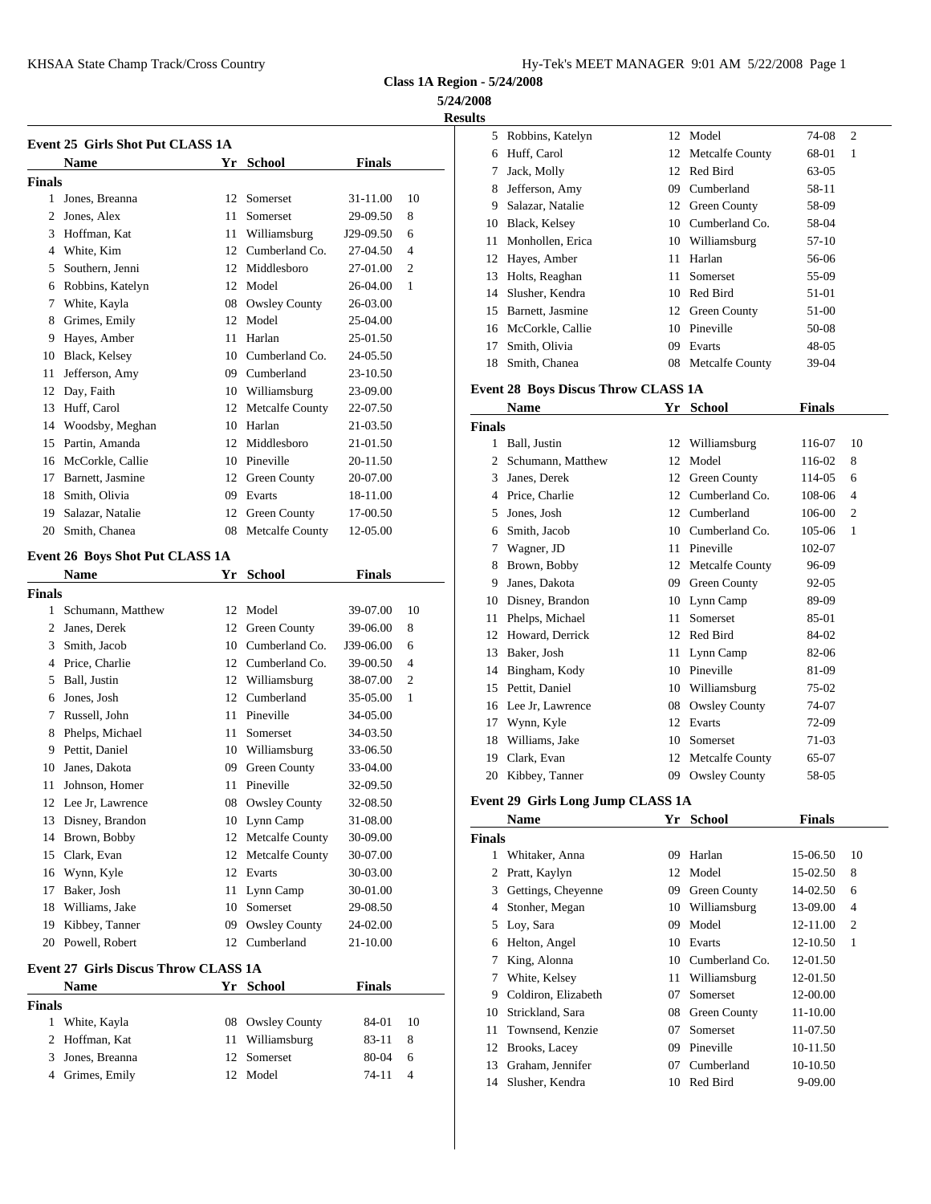**Class 1A Region - 5/24/2008**

**5/24/2008**

**Results**

### Event 25 Girls Shot Put CLASS 1A

| | Name | Yr | School | Finals | |
|---|---|---|---|---|---|
| **Finals** | | | | | |
| 1 | Jones, Breanna | 12 | Somerset | 31-11.00 | 10 |
| 2 | Jones, Alex | 11 | Somerset | 29-09.50 | 8 |
| 3 | Hoffman, Kat | 11 | Williamsburg | J29-09.50 | 6 |
| 4 | White, Kim | 12 | Cumberland Co. | 27-04.50 | 4 |
| 5 | Southern, Jenni | 12 | Middlesboro | 27-01.00 | 2 |
| 6 | Robbins, Katelyn | 12 | Model | 26-04.00 | 1 |
| 7 | White, Kayla | 08 | Owsley County | 26-03.00 | |
| 8 | Grimes, Emily | 12 | Model | 25-04.00 | |
| 9 | Hayes, Amber | 11 | Harlan | 25-01.50 | |
| 10 | Black, Kelsey | 10 | Cumberland Co. | 24-05.50 | |
| 11 | Jefferson, Amy | 09 | Cumberland | 23-10.50 | |
| 12 | Day, Faith | 10 | Williamsburg | 23-09.00 | |
| 13 | Huff, Carol | 12 | Metcalfe County | 22-07.50 | |
| 14 | Woodsby, Meghan | 10 | Harlan | 21-03.50 | |
| 15 | Partin, Amanda | 12 | Middlesboro | 21-01.50 | |
| 16 | McCorkle, Callie | 10 | Pineville | 20-11.50 | |
| 17 | Barnett, Jasmine | 12 | Green County | 20-07.00 | |
| 18 | Smith, Olivia | 09 | Evarts | 18-11.00 | |
| 19 | Salazar, Natalie | 12 | Green County | 17-00.50 | |
| 20 | Smith, Chanea | 08 | Metcalfe County | 12-05.00 | |

### Event 26 Boys Shot Put CLASS 1A

| | Name | Yr | School | Finals | |
|---|---|---|---|---|---|
| **Finals** | | | | | |
| 1 | Schumann, Matthew | 12 | Model | 39-07.00 | 10 |
| 2 | Janes, Derek | 12 | Green County | 39-06.00 | 8 |
| 3 | Smith, Jacob | 10 | Cumberland Co. | J39-06.00 | 6 |
| 4 | Price, Charlie | 12 | Cumberland Co. | 39-00.50 | 4 |
| 5 | Ball, Justin | 12 | Williamsburg | 38-07.00 | 2 |
| 6 | Jones, Josh | 12 | Cumberland | 35-05.00 | 1 |
| 7 | Russell, John | 11 | Pineville | 34-05.00 | |
| 8 | Phelps, Michael | 11 | Somerset | 34-03.50 | |
| 9 | Pettit, Daniel | 10 | Williamsburg | 33-06.50 | |
| 10 | Janes, Dakota | 09 | Green County | 33-04.00 | |
| 11 | Johnson, Homer | 11 | Pineville | 32-09.50 | |
| 12 | Lee Jr, Lawrence | 08 | Owsley County | 32-08.50 | |
| 13 | Disney, Brandon | 10 | Lynn Camp | 31-08.00 | |
| 14 | Brown, Bobby | 12 | Metcalfe County | 30-09.00 | |
| 15 | Clark, Evan | 12 | Metcalfe County | 30-07.00 | |
| 16 | Wynn, Kyle | 12 | Evarts | 30-03.00 | |
| 17 | Baker, Josh | 11 | Lynn Camp | 30-01.00 | |
| 18 | Williams, Jake | 10 | Somerset | 29-08.50 | |
| 19 | Kibbey, Tanner | 09 | Owsley County | 24-02.00 | |
| 20 | Powell, Robert | 12 | Cumberland | 21-10.00 | |

### Event 27 Girls Discus Throw CLASS 1A

| | Name | Yr | School | Finals | |
|---|---|---|---|---|---|
| **Finals** | | | | | |
| 1 | White, Kayla | 08 | Owsley County | 84-01 | 10 |
| 2 | Hoffman, Kat | 11 | Williamsburg | 83-11 | 8 |
| 3 | Jones, Breanna | 12 | Somerset | 80-04 | 6 |
| 4 | Grimes, Emily | 12 | Model | 74-11 | 4 |
| 5 | Robbins, Katelyn | 12 | Model | 74-08 | 2 |
| 6 | Huff, Carol | 12 | Metcalfe County | 68-01 | 1 |
| 7 | Jack, Molly | 12 | Red Bird | 63-05 | |
| 8 | Jefferson, Amy | 09 | Cumberland | 58-11 | |
| 9 | Salazar, Natalie | 12 | Green County | 58-09 | |
| 10 | Black, Kelsey | 10 | Cumberland Co. | 58-04 | |
| 11 | Monhollen, Erica | 10 | Williamsburg | 57-10 | |
| 12 | Hayes, Amber | 11 | Harlan | 56-06 | |
| 13 | Holts, Reaghan | 11 | Somerset | 55-09 | |
| 14 | Slusher, Kendra | 10 | Red Bird | 51-01 | |
| 15 | Barnett, Jasmine | 12 | Green County | 51-00 | |
| 16 | McCorkle, Callie | 10 | Pineville | 50-08 | |
| 17 | Smith, Olivia | 09 | Evarts | 48-05 | |
| 18 | Smith, Chanea | 08 | Metcalfe County | 39-04 | |

### Event 28 Boys Discus Throw CLASS 1A

| | Name | Yr | School | Finals | |
|---|---|---|---|---|---|
| **Finals** | | | | | |
| 1 | Ball, Justin | 12 | Williamsburg | 116-07 | 10 |
| 2 | Schumann, Matthew | 12 | Model | 116-02 | 8 |
| 3 | Janes, Derek | 12 | Green County | 114-05 | 6 |
| 4 | Price, Charlie | 12 | Cumberland Co. | 108-06 | 4 |
| 5 | Jones, Josh | 12 | Cumberland | 106-00 | 2 |
| 6 | Smith, Jacob | 10 | Cumberland Co. | 105-06 | 1 |
| 7 | Wagner, JD | 11 | Pineville | 102-07 | |
| 8 | Brown, Bobby | 12 | Metcalfe County | 96-09 | |
| 9 | Janes, Dakota | 09 | Green County | 92-05 | |
| 10 | Disney, Brandon | 10 | Lynn Camp | 89-09 | |
| 11 | Phelps, Michael | 11 | Somerset | 85-01 | |
| 12 | Howard, Derrick | 12 | Red Bird | 84-02 | |
| 13 | Baker, Josh | 11 | Lynn Camp | 82-06 | |
| 14 | Bingham, Kody | 10 | Pineville | 81-09 | |
| 15 | Pettit, Daniel | 10 | Williamsburg | 75-02 | |
| 16 | Lee Jr, Lawrence | 08 | Owsley County | 74-07 | |
| 17 | Wynn, Kyle | 12 | Evarts | 72-09 | |
| 18 | Williams, Jake | 10 | Somerset | 71-03 | |
| 19 | Clark, Evan | 12 | Metcalfe County | 65-07 | |
| 20 | Kibbey, Tanner | 09 | Owsley County | 58-05 | |

### Event 29 Girls Long Jump CLASS 1A

| | Name | Yr | School | Finals | |
|---|---|---|---|---|---|
| **Finals** | | | | | |
| 1 | Whitaker, Anna | 09 | Harlan | 15-06.50 | 10 |
| 2 | Pratt, Kaylyn | 12 | Model | 15-02.50 | 8 |
| 3 | Gettings, Cheyenne | 09 | Green County | 14-02.50 | 6 |
| 4 | Stonher, Megan | 10 | Williamsburg | 13-09.00 | 4 |
| 5 | Loy, Sara | 09 | Model | 12-11.00 | 2 |
| 6 | Helton, Angel | 10 | Evarts | 12-10.50 | 1 |
| 7 | King, Alonna | 10 | Cumberland Co. | 12-01.50 | |
| 7 | White, Kelsey | 11 | Williamsburg | 12-01.50 | |
| 9 | Coldiron, Elizabeth | 07 | Somerset | 12-00.00 | |
| 10 | Strickland, Sara | 08 | Green County | 11-10.00 | |
| 11 | Townsend, Kenzie | 07 | Somerset | 11-07.50 | |
| 12 | Brooks, Lacey | 09 | Pineville | 10-11.50 | |
| 13 | Graham, Jennifer | 07 | Cumberland | 10-10.50 | |
| 14 | Slusher, Kendra | 10 | Red Bird | 9-09.00 | |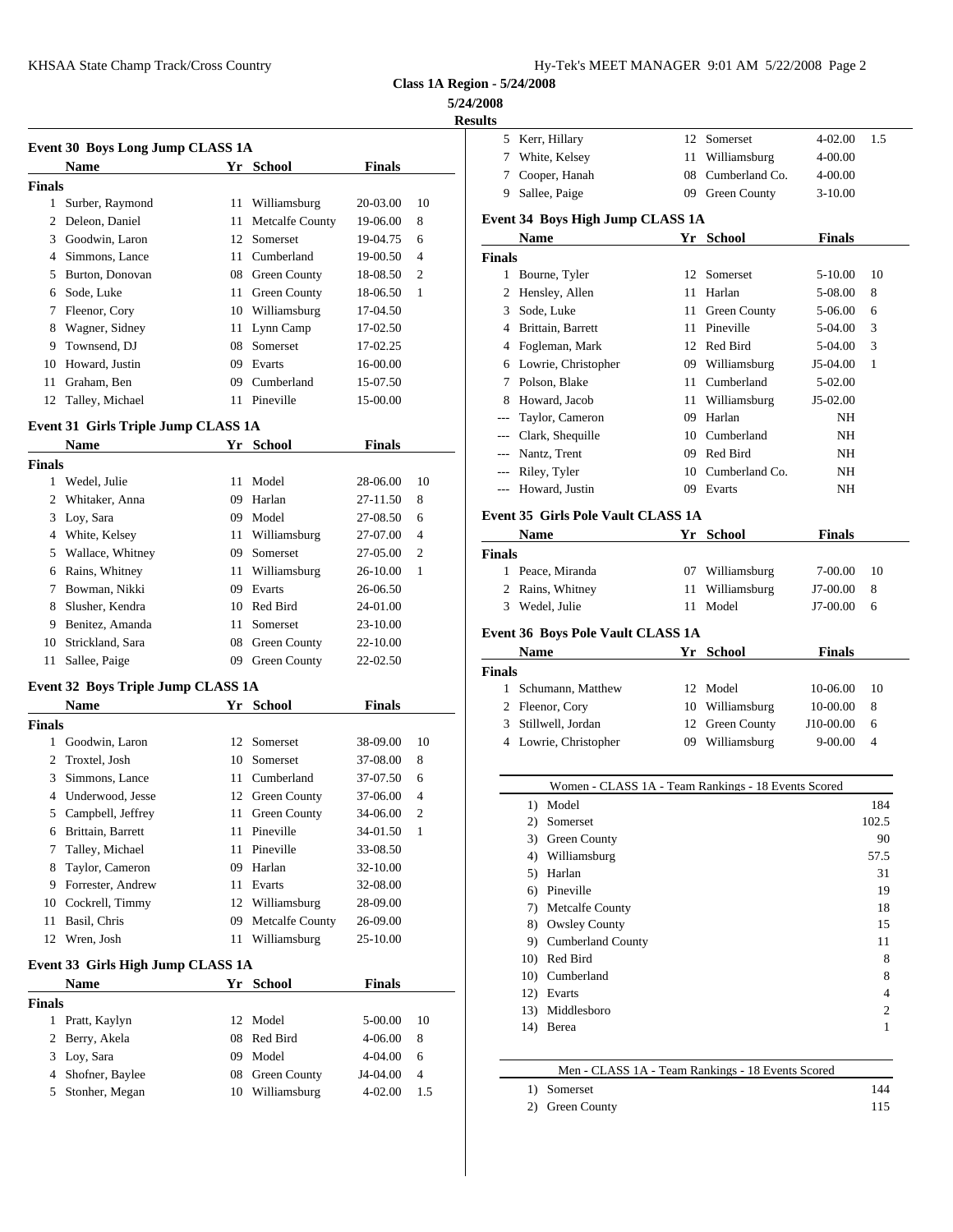## Class 1A Region - 5/24/2008

**5/24/2008**

**Results**

### Event 30 Boys Long Jump CLASS 1A

| | Name | Yr | School | Finals | |
|---|---|---|---|---|---|
| **Finals** | | | | | |
| 1 | Surber, Raymond | 11 | Williamsburg | 20-03.00 | 10 |
| 2 | Deleon, Daniel | 11 | Metcalfe County | 19-06.00 | 8 |
| 3 | Goodwin, Laron | 12 | Somerset | 19-04.75 | 6 |
| 4 | Simmons, Lance | 11 | Cumberland | 19-00.50 | 4 |
| 5 | Burton, Donovan | 08 | Green County | 18-08.50 | 2 |
| 6 | Sode, Luke | 11 | Green County | 18-06.50 | 1 |
| 7 | Fleenor, Cory | 10 | Williamsburg | 17-04.50 | |
| 8 | Wagner, Sidney | 11 | Lynn Camp | 17-02.50 | |
| 9 | Townsend, DJ | 08 | Somerset | 17-02.25 | |
| 10 | Howard, Justin | 09 | Evarts | 16-00.00 | |
| 11 | Graham, Ben | 09 | Cumberland | 15-07.50 | |
| 12 | Talley, Michael | 11 | Pineville | 15-00.00 | |

### Event 31 Girls Triple Jump CLASS 1A

| | Name | Yr | School | Finals | |
|---|---|---|---|---|---|
| **Finals** | | | | | |
| 1 | Wedel, Julie | 11 | Model | 28-06.00 | 10 |
| 2 | Whitaker, Anna | 09 | Harlan | 27-11.50 | 8 |
| 3 | Loy, Sara | 09 | Model | 27-08.50 | 6 |
| 4 | White, Kelsey | 11 | Williamsburg | 27-07.00 | 4 |
| 5 | Wallace, Whitney | 09 | Somerset | 27-05.00 | 2 |
| 6 | Rains, Whitney | 11 | Williamsburg | 26-10.00 | 1 |
| 7 | Bowman, Nikki | 09 | Evarts | 26-06.50 | |
| 8 | Slusher, Kendra | 10 | Red Bird | 24-01.00 | |
| 9 | Benitez, Amanda | 11 | Somerset | 23-10.00 | |
| 10 | Strickland, Sara | 08 | Green County | 22-10.00 | |
| 11 | Sallee, Paige | 09 | Green County | 22-02.50 | |

### Event 32 Boys Triple Jump CLASS 1A

| | Name | Yr | School | Finals | |
|---|---|---|---|---|---|
| **Finals** | | | | | |
| 1 | Goodwin, Laron | 12 | Somerset | 38-09.00 | 10 |
| 2 | Troxtel, Josh | 10 | Somerset | 37-08.00 | 8 |
| 3 | Simmons, Lance | 11 | Cumberland | 37-07.50 | 6 |
| 4 | Underwood, Jesse | 12 | Green County | 37-06.00 | 4 |
| 5 | Campbell, Jeffrey | 11 | Green County | 34-06.00 | 2 |
| 6 | Brittain, Barrett | 11 | Pineville | 34-01.50 | 1 |
| 7 | Talley, Michael | 11 | Pineville | 33-08.50 | |
| 8 | Taylor, Cameron | 09 | Harlan | 32-10.00 | |
| 9 | Forrester, Andrew | 11 | Evarts | 32-08.00 | |
| 10 | Cockrell, Timmy | 12 | Williamsburg | 28-09.00 | |
| 11 | Basil, Chris | 09 | Metcalfe County | 26-09.00 | |
| 12 | Wren, Josh | 11 | Williamsburg | 25-10.00 | |

### Event 33 Girls High Jump CLASS 1A

| | Name | Yr | School | Finals | |
|---|---|---|---|---|---|
| **Finals** | | | | | |
| 1 | Pratt, Kaylyn | 12 | Model | 5-00.00 | 10 |
| 2 | Berry, Akela | 08 | Red Bird | 4-06.00 | 8 |
| 3 | Loy, Sara | 09 | Model | 4-04.00 | 6 |
| 4 | Shofner, Baylee | 08 | Green County | J4-04.00 | 4 |
| 5 | Stonher, Megan | 10 | Williamsburg | 4-02.00 | 1.5 |
| 5 | Kerr, Hillary | 12 | Somerset | 4-02.00 | 1.5 |
| 7 | White, Kelsey | 11 | Williamsburg | 4-00.00 | |
| 7 | Cooper, Hanah | 08 | Cumberland Co. | 4-00.00 | |
| 9 | Sallee, Paige | 09 | Green County | 3-10.00 | |

### Event 34 Boys High Jump CLASS 1A

| | Name | Yr | School | Finals | |
|---|---|---|---|---|---|
| **Finals** | | | | | |
| 1 | Bourne, Tyler | 12 | Somerset | 5-10.00 | 10 |
| 2 | Hensley, Allen | 11 | Harlan | 5-08.00 | 8 |
| 3 | Sode, Luke | 11 | Green County | 5-06.00 | 6 |
| 4 | Brittain, Barrett | 11 | Pineville | 5-04.00 | 3 |
| 4 | Fogleman, Mark | 12 | Red Bird | 5-04.00 | 3 |
| 6 | Lowrie, Christopher | 09 | Williamsburg | J5-04.00 | 1 |
| 7 | Polson, Blake | 11 | Cumberland | 5-02.00 | |
| 8 | Howard, Jacob | 11 | Williamsburg | J5-02.00 | |
| --- | Taylor, Cameron | 09 | Harlan | NH | |
| --- | Clark, Shequille | 10 | Cumberland | NH | |
| --- | Nantz, Trent | 09 | Red Bird | NH | |
| --- | Riley, Tyler | 10 | Cumberland Co. | NH | |
| --- | Howard, Justin | 09 | Evarts | NH | |

### Event 35 Girls Pole Vault CLASS 1A

| | Name | Yr | School | Finals | |
|---|---|---|---|---|---|
| **Finals** | | | | | |
| 1 | Peace, Miranda | 07 | Williamsburg | 7-00.00 | 10 |
| 2 | Rains, Whitney | 11 | Williamsburg | J7-00.00 | 8 |
| 3 | Wedel, Julie | 11 | Model | J7-00.00 | 6 |

### Event 36 Boys Pole Vault CLASS 1A

| | Name | Yr | School | Finals | |
|---|---|---|---|---|---|
| **Finals** | | | | | |
| 1 | Schumann, Matthew | 12 | Model | 10-06.00 | 10 |
| 2 | Fleenor, Cory | 10 | Williamsburg | 10-00.00 | 8 |
| 3 | Stillwell, Jordan | 12 | Green County | J10-00.00 | 6 |
| 4 | Lowrie, Christopher | 09 | Williamsburg | 9-00.00 | 4 |

### Women - CLASS 1A - Team Rankings - 18 Events Scored

| Rank | Team | Points |
|---|---|---|
| 1) | Model | 184 |
| 2) | Somerset | 102.5 |
| 3) | Green County | 90 |
| 4) | Williamsburg | 57.5 |
| 5) | Harlan | 31 |
| 6) | Pineville | 19 |
| 7) | Metcalfe County | 18 |
| 8) | Owsley County | 15 |
| 9) | Cumberland County | 11 |
| 10) | Red Bird | 8 |
| 10) | Cumberland | 8 |
| 12) | Evarts | 4 |
| 13) | Middlesboro | 2 |
| 14) | Berea | 1 |

### Men - CLASS 1A - Team Rankings - 18 Events Scored

| Rank | Team | Points |
|---|---|---|
| 1) | Somerset | 144 |
| 2) | Green County | 115 |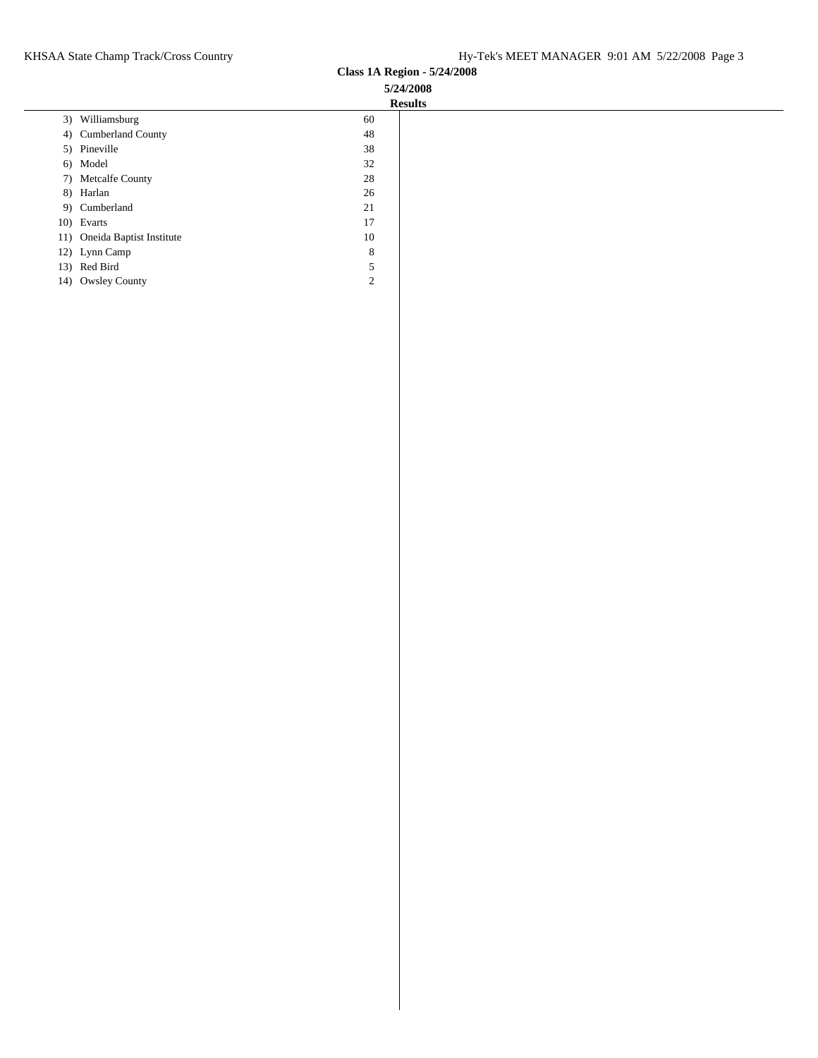**Class 1A Region - 5/24/2008**

**5/24/2008**

**Results**

| | | |
|---|---|---|
| 3) | Williamsburg | 60 |
| 4) | Cumberland County | 48 |
| 5) | Pineville | 38 |
| 6) | Model | 32 |
| 7) | Metcalfe County | 28 |
| 8) | Harlan | 26 |
| 9) | Cumberland | 21 |
| 10) | Evarts | 17 |
| 11) | Oneida Baptist Institute | 10 |
| 12) | Lynn Camp | 8 |
| 13) | Red Bird | 5 |
| 14) | Owsley County | 2 |